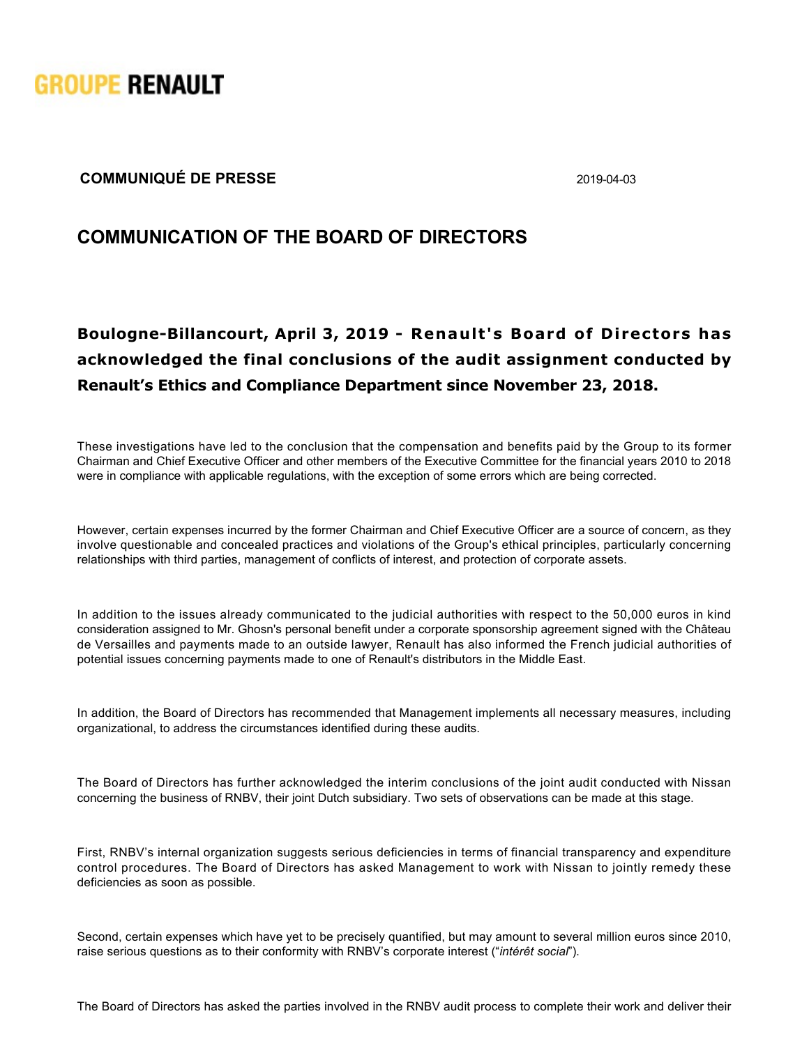GROUPE RENAULT

**COMMUNIQUÉ DE PRESSE** 2019-04-03

# COMMUNICATION OF THE BOARD OF DIRECTORS

**Boulogne-Billancourt, April 3, 2019 - Renault's Board of Directors has acknowledged the final conclusions of the audit assignment conducted by Renault's Ethics and Compliance Department since November 23, 2018.**

These investigations have led to the conclusion that the compensation and benefits paid by the Group to its former Chairman and Chief Executive Officer and other members of the Executive Committee for the financial years 2010 to 2018 were in compliance with applicable regulations, with the exception of some errors which are being corrected.

However, certain expenses incurred by the former Chairman and Chief Executive Officer are a source of concern, as they involve questionable and concealed practices and violations of the Group's ethical principles, particularly concerning relationships with third parties, management of conflicts of interest, and protection of corporate assets.

In addition to the issues already communicated to the judicial authorities with respect to the 50,000 euros in kind consideration assigned to Mr. Ghosn's personal benefit under a corporate sponsorship agreement signed with the Château de Versailles and payments made to an outside lawyer, Renault has also informed the French judicial authorities of potential issues concerning payments made to one of Renault's distributors in the Middle East.

In addition, the Board of Directors has recommended that Management implements all necessary measures, including organizational, to address the circumstances identified during these audits.

The Board of Directors has further acknowledged the interim conclusions of the joint audit conducted with Nissan concerning the business of RNBV, their joint Dutch subsidiary. Two sets of observations can be made at this stage.

First, RNBV's internal organization suggests serious deficiencies in terms of financial transparency and expenditure control procedures. The Board of Directors has asked Management to work with Nissan to jointly remedy these deficiencies as soon as possible.

Second, certain expenses which have yet to be precisely quantified, but may amount to several million euros since 2010, raise serious questions as to their conformity with RNBV's corporate interest ("*intérêt social*").

The Board of Directors has asked the parties involved in the RNBV audit process to complete their work and deliver their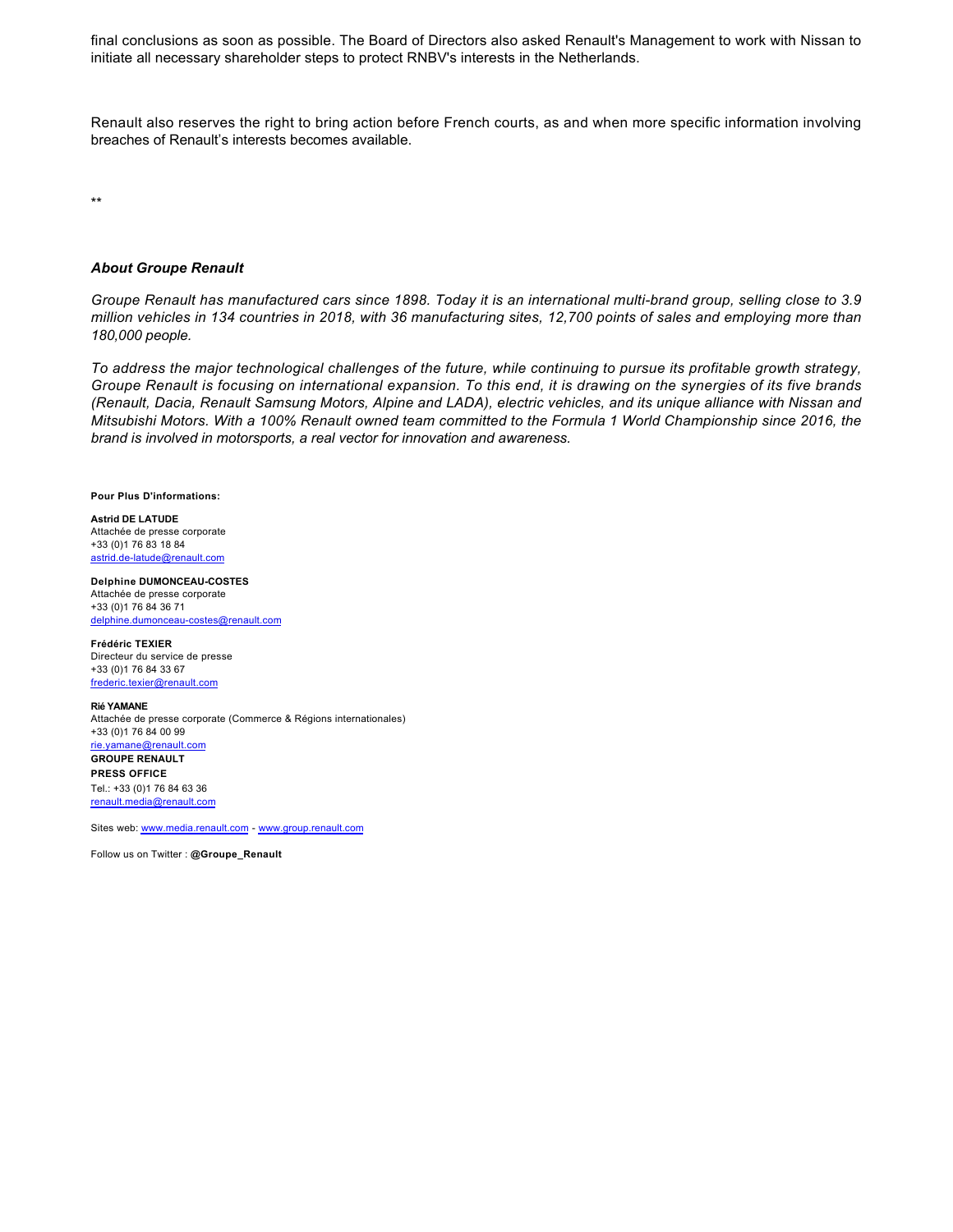final conclusions as soon as possible. The Board of Directors also asked Renault's Management to work with Nissan to initiate all necessary shareholder steps to protect RNBV's interests in the Netherlands.

Renault also reserves the right to bring action before French courts, as and when more specific information involving breaches of Renault's interests becomes available.

**

### *About Groupe Renault*

*Groupe Renault has manufactured cars since 1898. Today it is an international multi-brand group, selling close to 3.9 million vehicles in 134 countries in 2018, with 36 manufacturing sites, 12,700 points of sales and employing more than 180,000 people.*

*To address the major technological challenges of the future, while continuing to pursue its profitable growth strategy, Groupe Renault is focusing on international expansion. To this end, it is drawing on the synergies of its five brands (Renault, Dacia, Renault Samsung Motors, Alpine and LADA), electric vehicles, and its unique alliance with Nissan and Mitsubishi Motors. With a 100% Renault owned team committed to the Formula 1 World Championship since 2016, the brand is involved in motorsports, a real vector for innovation and awareness.*

**Pour Plus D'informations:**

**Astrid DE LATUDE**
Attachée de presse corporate
+33 (0)1 76 83 18 84
astrid.de-latude@renault.com

**Delphine DUMONCEAU-COSTES**
Attachée de presse corporate
+33 (0)1 76 84 36 71
delphine.dumonceau-costes@renault.com

**Frédéric TEXIER**
Directeur du service de presse
+33 (0)1 76 84 33 67
frederic.texier@renault.com

**Rié YAMANE**
Attachée de presse corporate (Commerce & Régions internationales)
+33 (0)1 76 84 00 99
rie.yamane@renault.com

**GROUPE RENAULT**
**PRESS OFFICE**
Tel.: +33 (0)1 76 84 63 36
renault.media@renault.com

Sites web: www.media.renault.com - www.group.renault.com

Follow us on Twitter : **@Groupe_Renault**